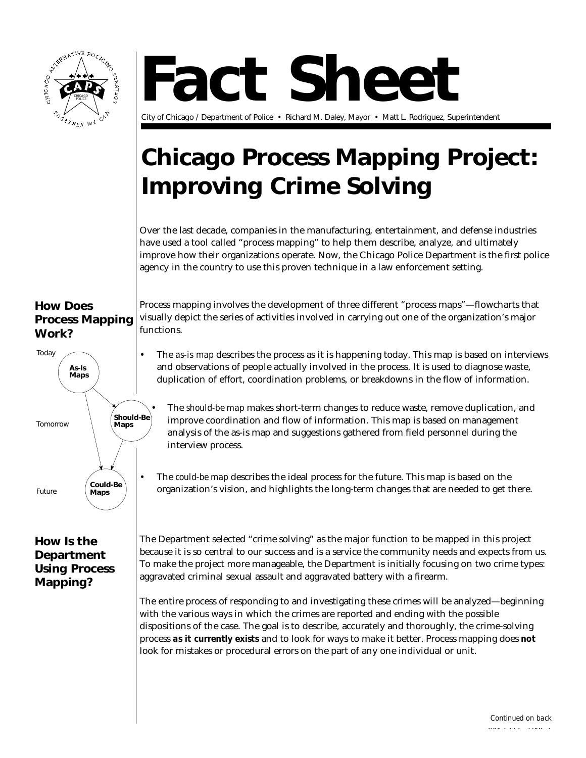# Fact Sheet

City of Chicago / Department of Police • Richard M. Daley, Mayor • Matt L. Rodriguez, Superintendent

# Chicago Process Mapping Project: Improving Crime Solving

Over the last decade, companies in the manufacturing, entertainment, and defense industries have used a tool called "process mapping" to help them describe, analyze, and ultimately improve how their organizations operate. Now, the Chicago Police Department is the first police agency in the country to use this proven technique in a law enforcement setting.

## How Does Process Mapping Work?

Process mapping involves the development of three different "process maps"—flowcharts that visually depict the series of activities involved in carrying out one of the organization's major functions.

- The *as-is map* describes the process as it is happening today. This map is based on interviews and observations of people actually involved in the process. It is used to diagnose waste, duplication of effort, coordination problems, or breakdowns in the flow of information.
- The *should-be map* makes short-term changes to reduce waste, remove duplication, and improve coordination and flow of information. This map is based on management analysis of the as-is map and suggestions gathered from field personnel during the interview process.
- The *could-be map* describes the ideal process for the future. This map is based on the organization's vision, and highlights the long-term changes that are needed to get there.

Today: As-Is Maps
Tomorrow: Should-Be Maps
Future: Could-Be Maps

## How Is the Department Using Process Mapping?

The Department selected "crime solving" as the major function to be mapped in this project because it is so central to our success and is a service the community needs and expects from us. To make the project more manageable, the Department is initially focusing on two crime types: aggravated criminal sexual assault and aggravated battery with a firearm.

The entire process of responding to and investigating these crimes will be analyzed—beginning with the various ways in which the crimes are reported and ending with the possible dispositions of the case. The goal is to describe, accurately and thoroughly, the crime-solving process **as it currently exists** and to look for ways to make it better. Process mapping does **not** look for mistakes or procedural errors on the part of any one individual or unit.

*Continued on back*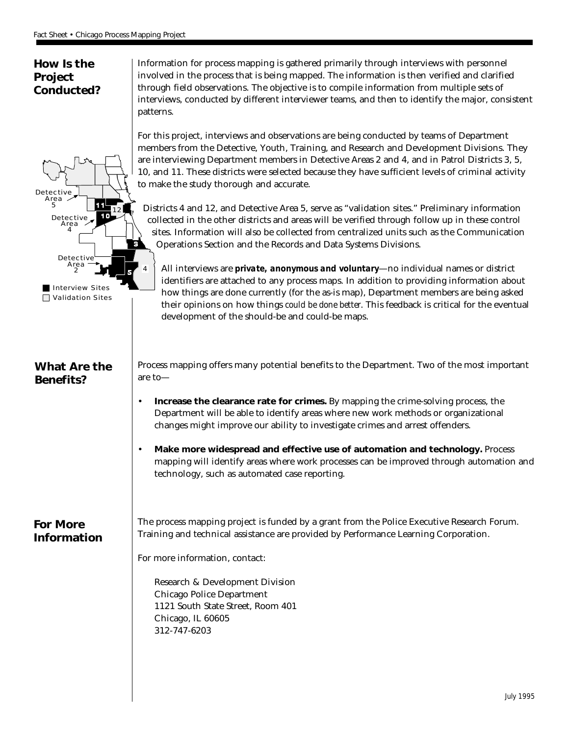## How Is the Project Conducted?

Information for process mapping is gathered primarily through interviews with personnel involved in the process that is being mapped. The information is then verified and clarified through field observations. The objective is to compile information from multiple sets of interviews, conducted by different interviewer teams, and then to identify the major, consistent patterns.

For this project, interviews and observations are being conducted by teams of Department members from the Detective, Youth, Training, and Research and Development Divisions. They are interviewing Department members in Detective Areas 2 and 4, and in Patrol Districts 3, 5, 10, and 11. These districts were selected because they have sufficient levels of criminal activity to make the study thorough and accurate.

Detective Area 5

11

12

10

Detective Area 4

3

Detective Area 2

5

4

Interview Sites

Validation Sites

Districts 4 and 12, and Detective Area 5, serve as "validation sites." Preliminary information collected in the other districts and areas will be verified through follow up in these control sites. Information will also be collected from centralized units such as the Communication Operations Section and the Records and Data Systems Divisions.

All interviews are ***private, anonymous and voluntary***—no individual names or district identifiers are attached to any process maps. In addition to providing information about how things are done currently (for the as-is map), Department members are being asked their opinions on how things *could be done better*. This feedback is critical for the eventual development of the should-be and could-be maps.

## What Are the Benefits?

Process mapping offers many potential benefits to the Department. Two of the most important are to—

- **Increase the clearance rate for crimes.** By mapping the crime-solving process, the Department will be able to identify areas where new work methods or organizational changes might improve our ability to investigate crimes and arrest offenders.
- **Make more widespread and effective use of automation and technology.** Process mapping will identify areas where work processes can be improved through automation and technology, such as automated case reporting.

## For More Information

The process mapping project is funded by a grant from the Police Executive Research Forum. Training and technical assistance are provided by Performance Learning Corporation.

For more information, contact:

Research & Development Division
Chicago Police Department
1121 South State Street, Room 401
Chicago, IL 60605
312-747-6203

July 1995